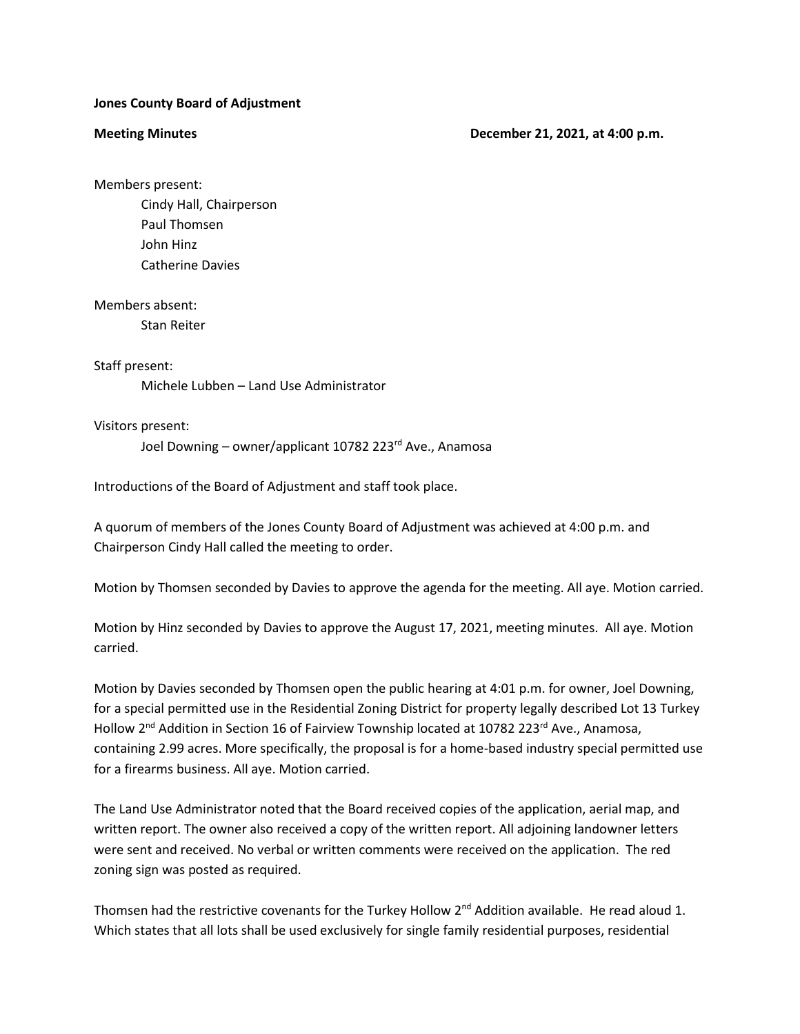**Jones County Board of Adjustment**

**Meeting Minutes** **December 21, 2021, at 4:00 p.m.**

Members present:

- Cindy Hall, Chairperson
- Paul Thomsen
- John Hinz
- Catherine Davies

Members absent:

- Stan Reiter

Staff present:

- Michele Lubben – Land Use Administrator

Visitors present:

- Joel Downing – owner/applicant 10782 223rd Ave., Anamosa

Introductions of the Board of Adjustment and staff took place.

A quorum of members of the Jones County Board of Adjustment was achieved at 4:00 p.m. and Chairperson Cindy Hall called the meeting to order.

Motion by Thomsen seconded by Davies to approve the agenda for the meeting. All aye. Motion carried.

Motion by Hinz seconded by Davies to approve the August 17, 2021, meeting minutes. All aye. Motion carried.

Motion by Davies seconded by Thomsen open the public hearing at 4:01 p.m. for owner, Joel Downing, for a special permitted use in the Residential Zoning District for property legally described Lot 13 Turkey Hollow 2nd Addition in Section 16 of Fairview Township located at 10782 223rd Ave., Anamosa, containing 2.99 acres. More specifically, the proposal is for a home-based industry special permitted use for a firearms business. All aye. Motion carried.

The Land Use Administrator noted that the Board received copies of the application, aerial map, and written report. The owner also received a copy of the written report. All adjoining landowner letters were sent and received. No verbal or written comments were received on the application. The red zoning sign was posted as required.

Thomsen had the restrictive covenants for the Turkey Hollow 2nd Addition available. He read aloud 1. Which states that all lots shall be used exclusively for single family residential purposes, residential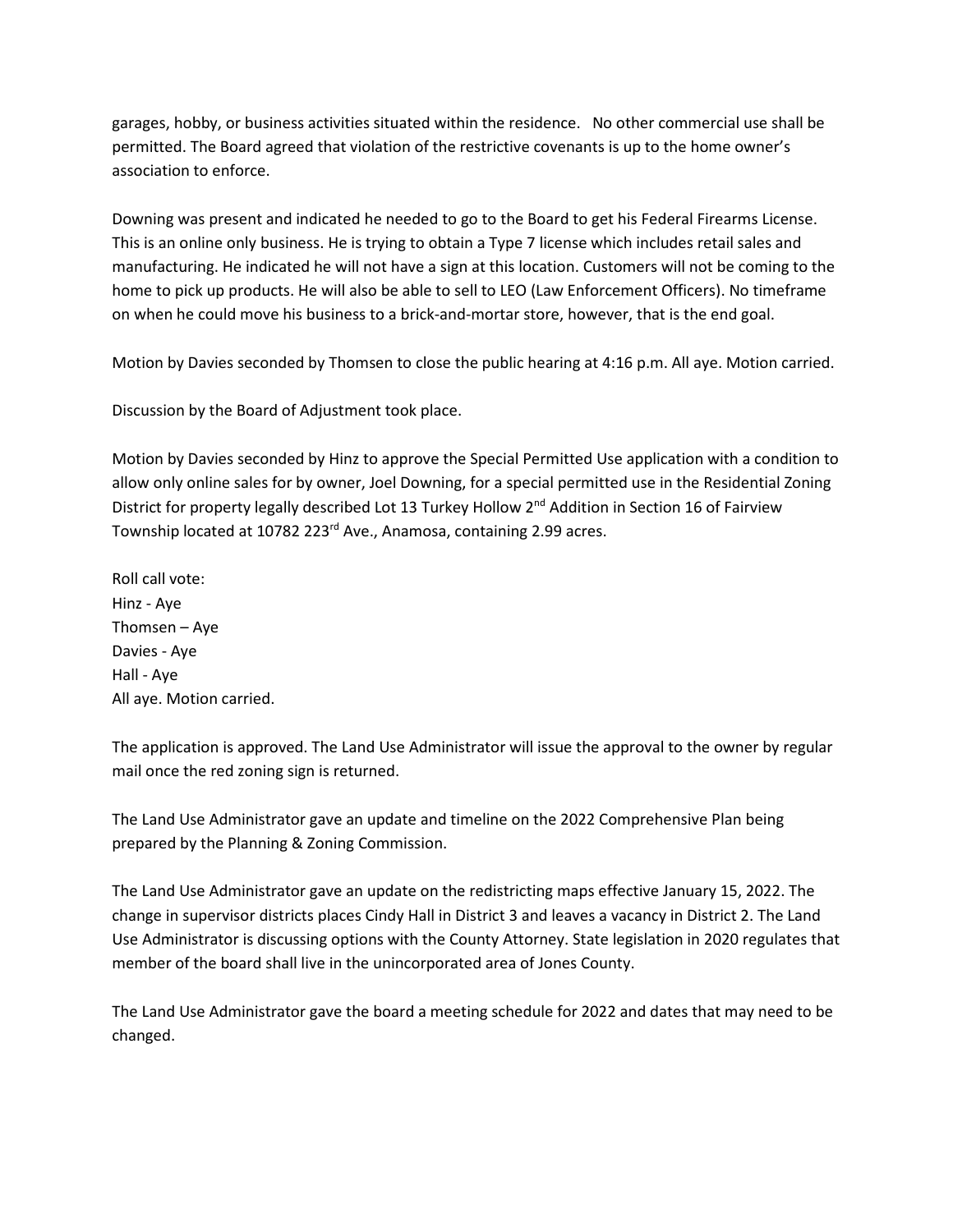garages, hobby, or business activities situated within the residence. No other commercial use shall be permitted. The Board agreed that violation of the restrictive covenants is up to the home owner's association to enforce.

Downing was present and indicated he needed to go to the Board to get his Federal Firearms License. This is an online only business. He is trying to obtain a Type 7 license which includes retail sales and manufacturing. He indicated he will not have a sign at this location. Customers will not be coming to the home to pick up products. He will also be able to sell to LEO (Law Enforcement Officers). No timeframe on when he could move his business to a brick-and-mortar store, however, that is the end goal.

Motion by Davies seconded by Thomsen to close the public hearing at 4:16 p.m. All aye. Motion carried.

Discussion by the Board of Adjustment took place.

Motion by Davies seconded by Hinz to approve the Special Permitted Use application with a condition to allow only online sales for by owner, Joel Downing, for a special permitted use in the Residential Zoning District for property legally described Lot 13 Turkey Hollow 2nd Addition in Section 16 of Fairview Township located at 10782 223rd Ave., Anamosa, containing 2.99 acres.

Roll call vote:
Hinz - Aye
Thomsen – Aye
Davies - Aye
Hall - Aye
All aye. Motion carried.

The application is approved. The Land Use Administrator will issue the approval to the owner by regular mail once the red zoning sign is returned.

The Land Use Administrator gave an update and timeline on the 2022 Comprehensive Plan being prepared by the Planning & Zoning Commission.

The Land Use Administrator gave an update on the redistricting maps effective January 15, 2022. The change in supervisor districts places Cindy Hall in District 3 and leaves a vacancy in District 2. The Land Use Administrator is discussing options with the County Attorney. State legislation in 2020 regulates that member of the board shall live in the unincorporated area of Jones County.

The Land Use Administrator gave the board a meeting schedule for 2022 and dates that may need to be changed.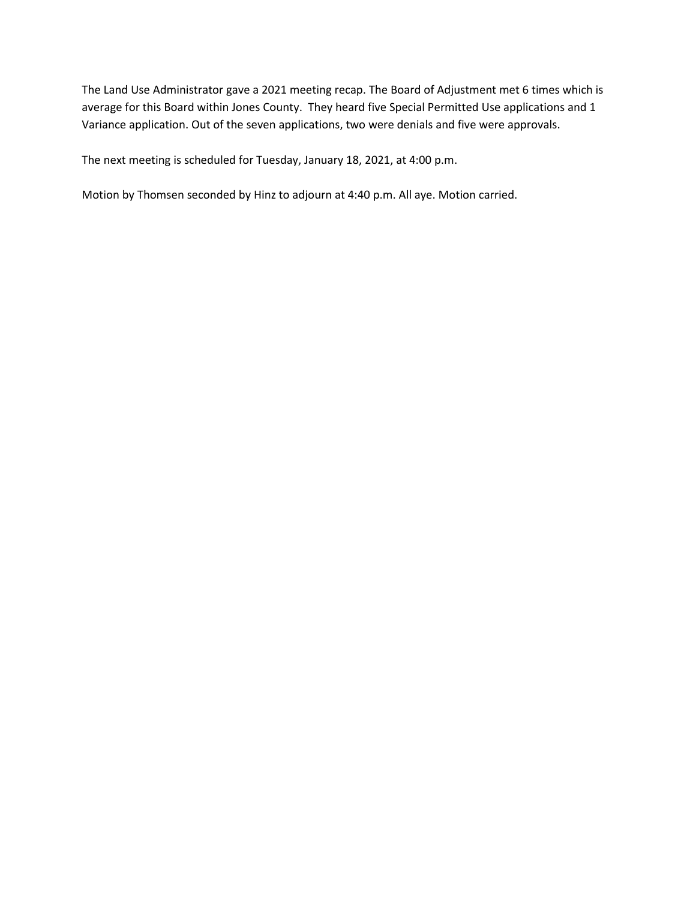The Land Use Administrator gave a 2021 meeting recap. The Board of Adjustment met 6 times which is average for this Board within Jones County. They heard five Special Permitted Use applications and 1 Variance application. Out of the seven applications, two were denials and five were approvals.

The next meeting is scheduled for Tuesday, January 18, 2021, at 4:00 p.m.

Motion by Thomsen seconded by Hinz to adjourn at 4:40 p.m. All aye. Motion carried.